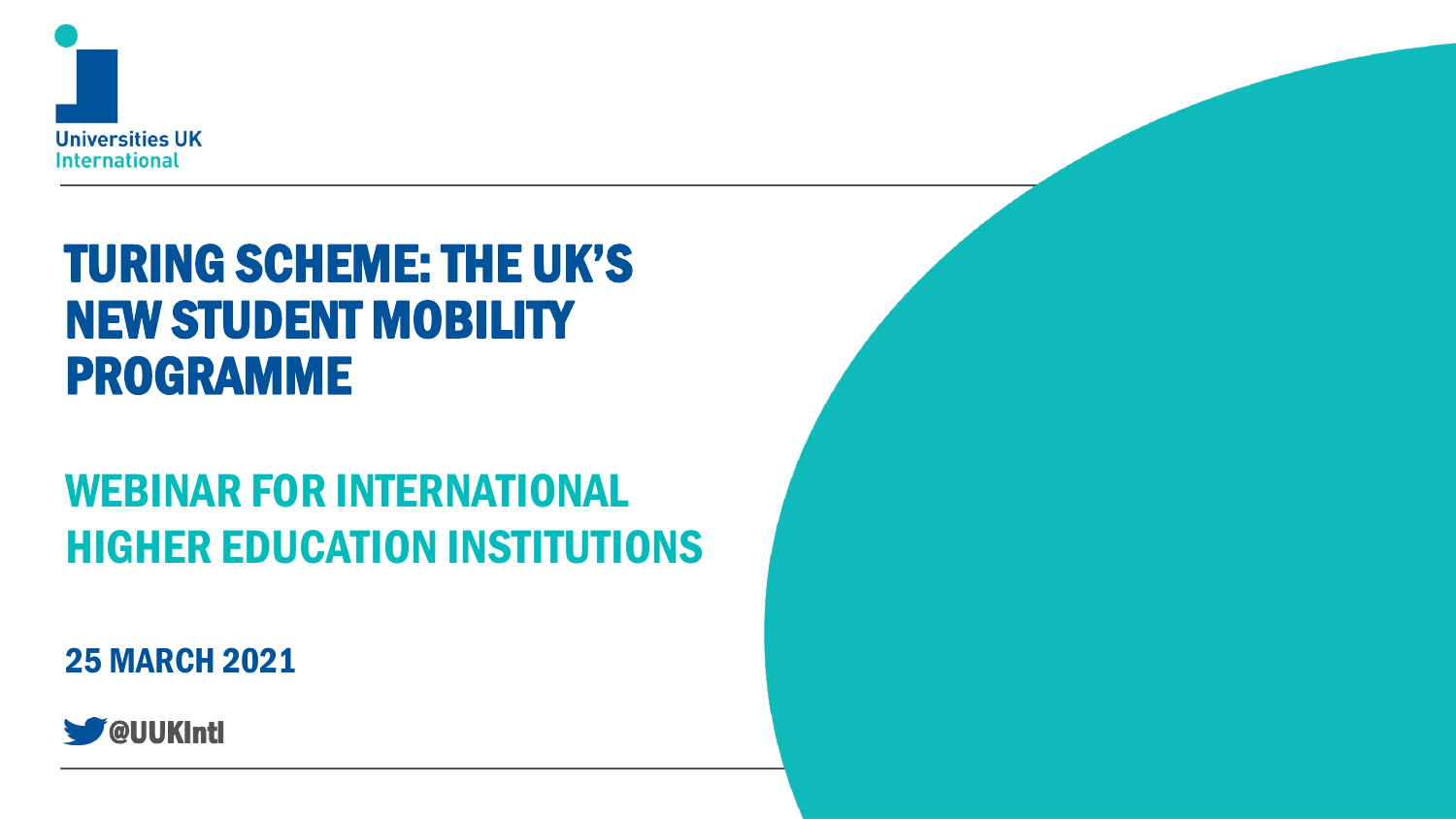Universities UK International

# TURING SCHEME: THE UK'S NEW STUDENT MOBILITY PROGRAMME

## WEBINAR FOR INTERNATIONAL HIGHER EDUCATION INSTITUTIONS

25 MARCH 2021

@UUKIntl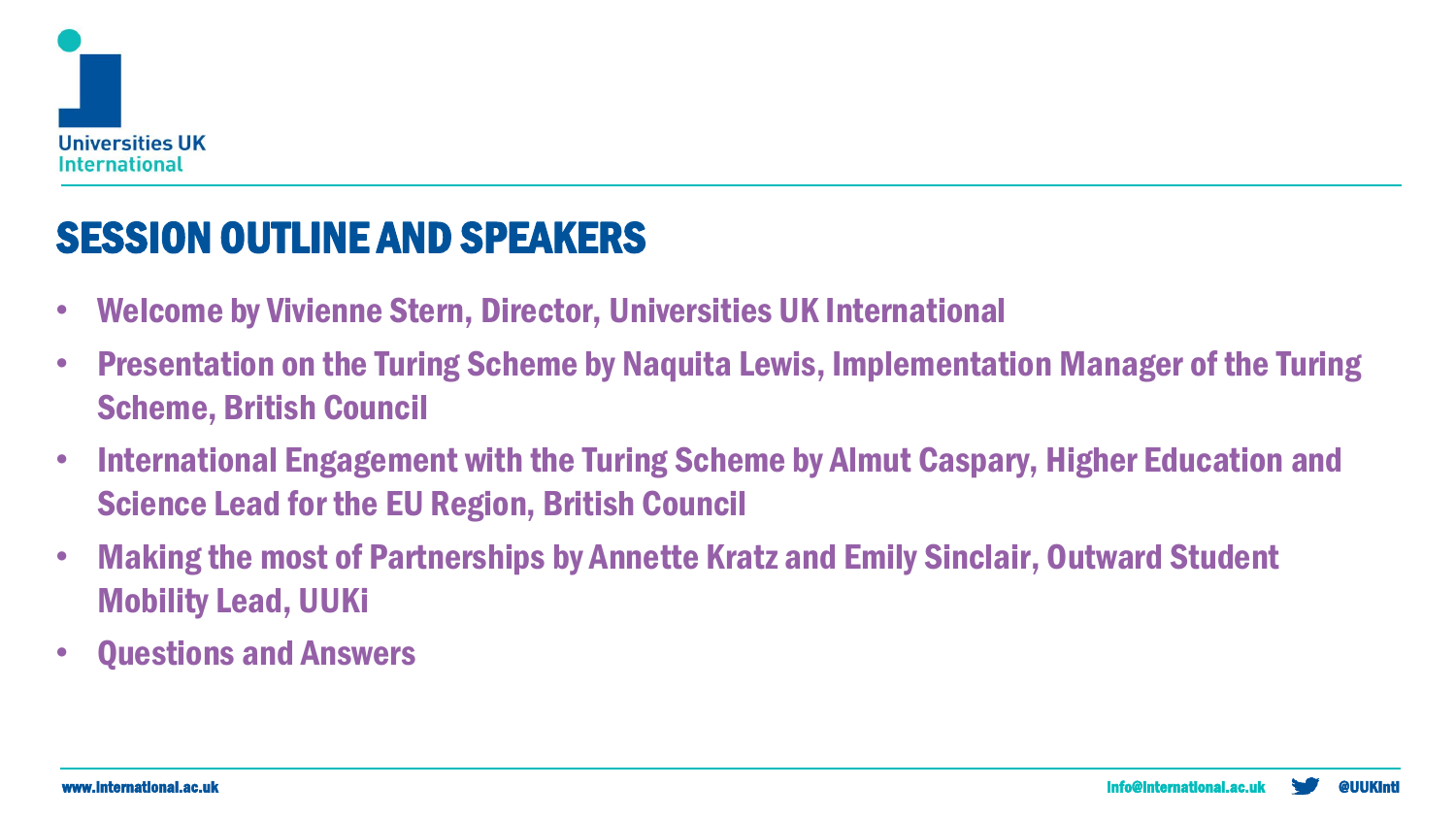## SESSION OUTLINE AND SPEAKERS

- Welcome by Vivienne Stern, Director, Universities UK International
- Presentation on the Turing Scheme by Naquita Lewis, Implementation Manager of the Turing Scheme, British Council
- International Engagement with the Turing Scheme by Almut Caspary, Higher Education and Science Lead for the EU Region, British Council
- Making the most of Partnerships by Annette Kratz and Emily Sinclair, Outward Student Mobility Lead, UUKi
- Questions and Answers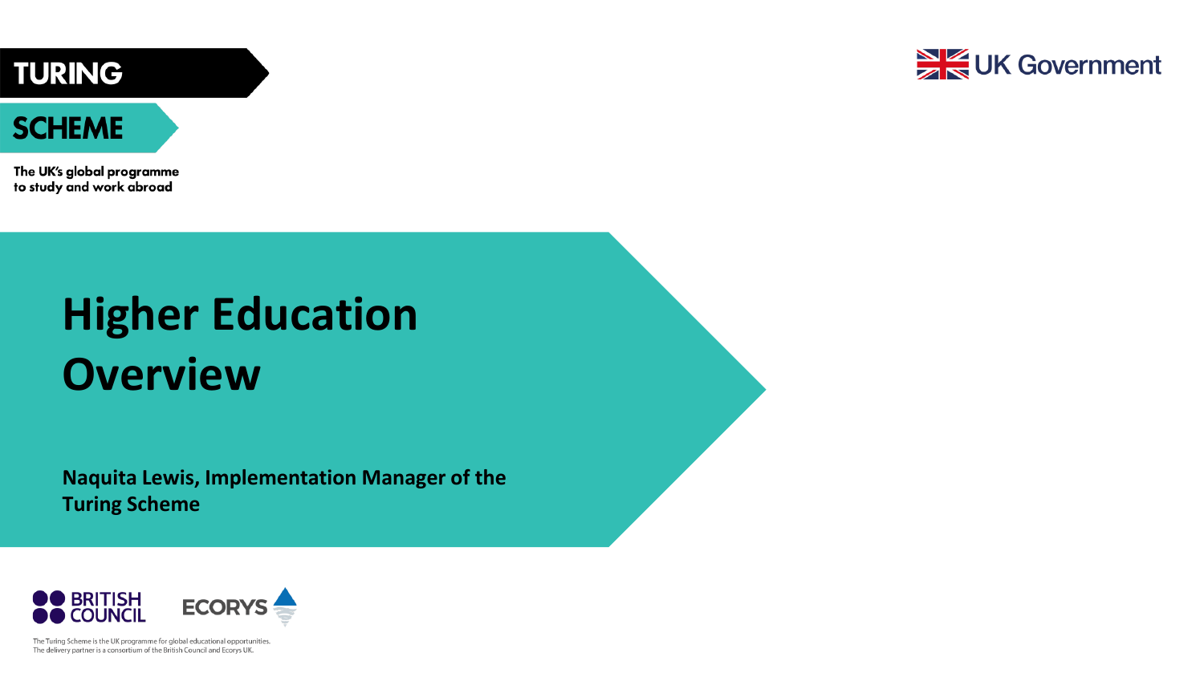TURING

SCHEME

The UK's global programme to study and work abroad

UK Government

# Higher Education Overview

**Naquita Lewis, Implementation Manager of the Turing Scheme**

BRITISH COUNCIL

ECORYS

The Turing Scheme is the UK programme for global educational opportunities.
The delivery partner is a consortium of the British Council and Ecorys UK.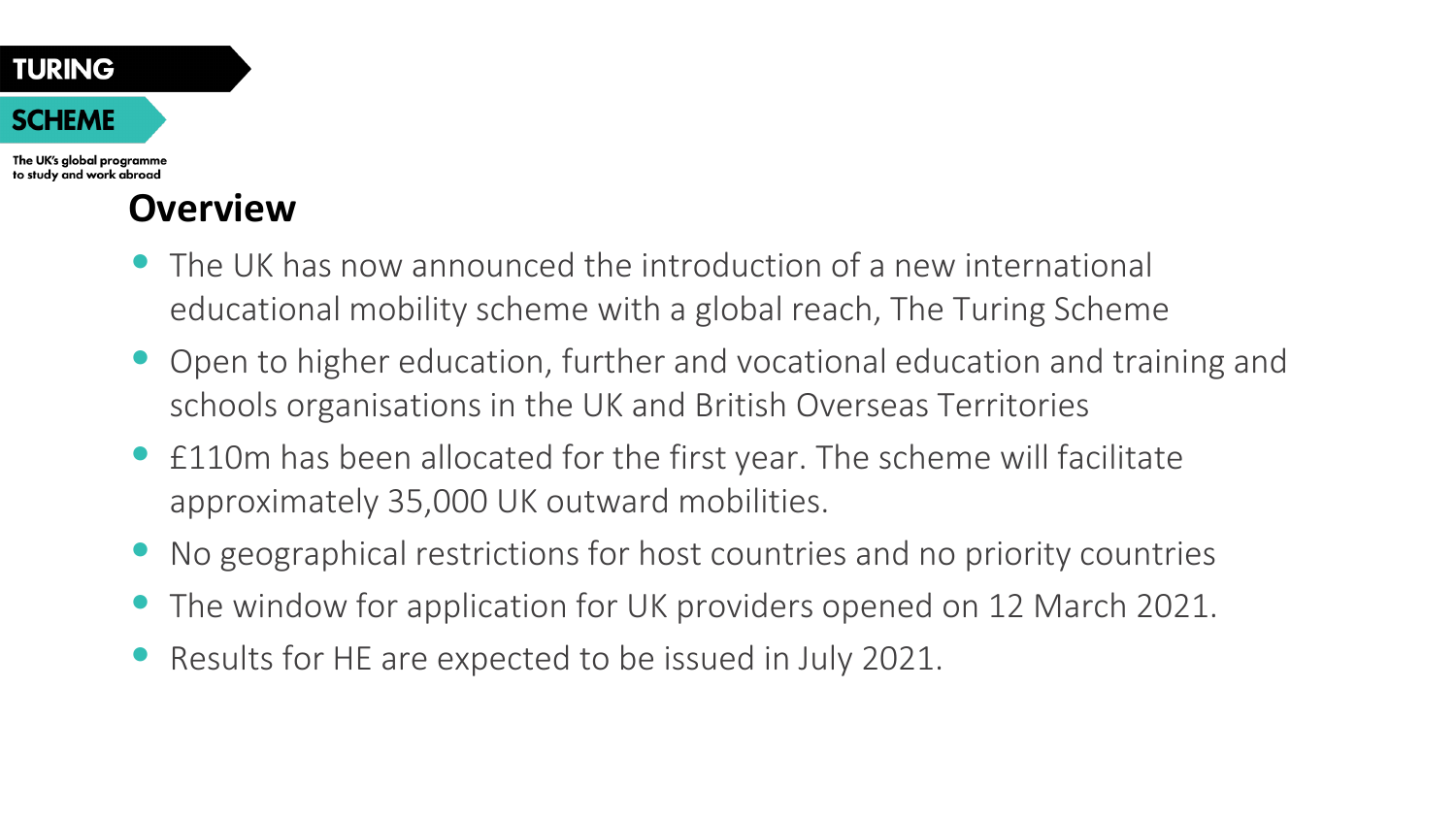TURING

SCHEME

The UK's global programme to study and work abroad

## Overview

- The UK has now announced the introduction of a new international educational mobility scheme with a global reach, The Turing Scheme
- Open to higher education, further and vocational education and training and schools organisations in the UK and British Overseas Territories
- £110m has been allocated for the first year. The scheme will facilitate approximately 35,000 UK outward mobilities.
- No geographical restrictions for host countries and no priority countries
- The window for application for UK providers opened on 12 March 2021.
- Results for HE are expected to be issued in July 2021.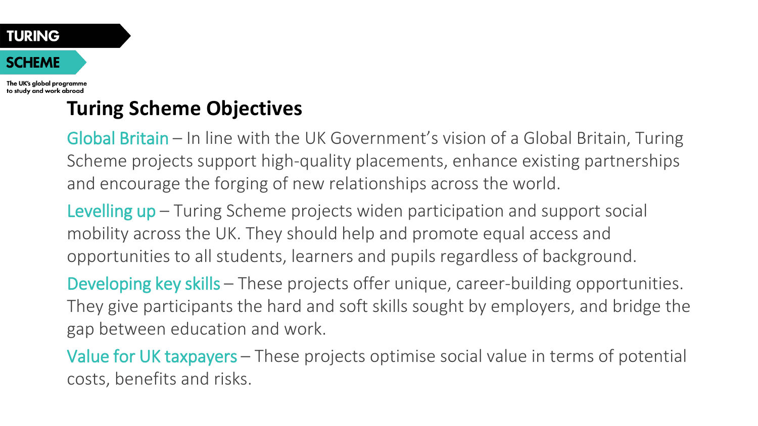TURING SCHEME

The UK's global programme to study and work abroad

## Turing Scheme Objectives

**Global Britain** – In line with the UK Government's vision of a Global Britain, Turing Scheme projects support high-quality placements, enhance existing partnerships and encourage the forging of new relationships across the world.

**Levelling up** – Turing Scheme projects widen participation and support social mobility across the UK. They should help and promote equal access and opportunities to all students, learners and pupils regardless of background.

**Developing key skills** – These projects offer unique, career-building opportunities. They give participants the hard and soft skills sought by employers, and bridge the gap between education and work.

**Value for UK taxpayers** – These projects optimise social value in terms of potential costs, benefits and risks.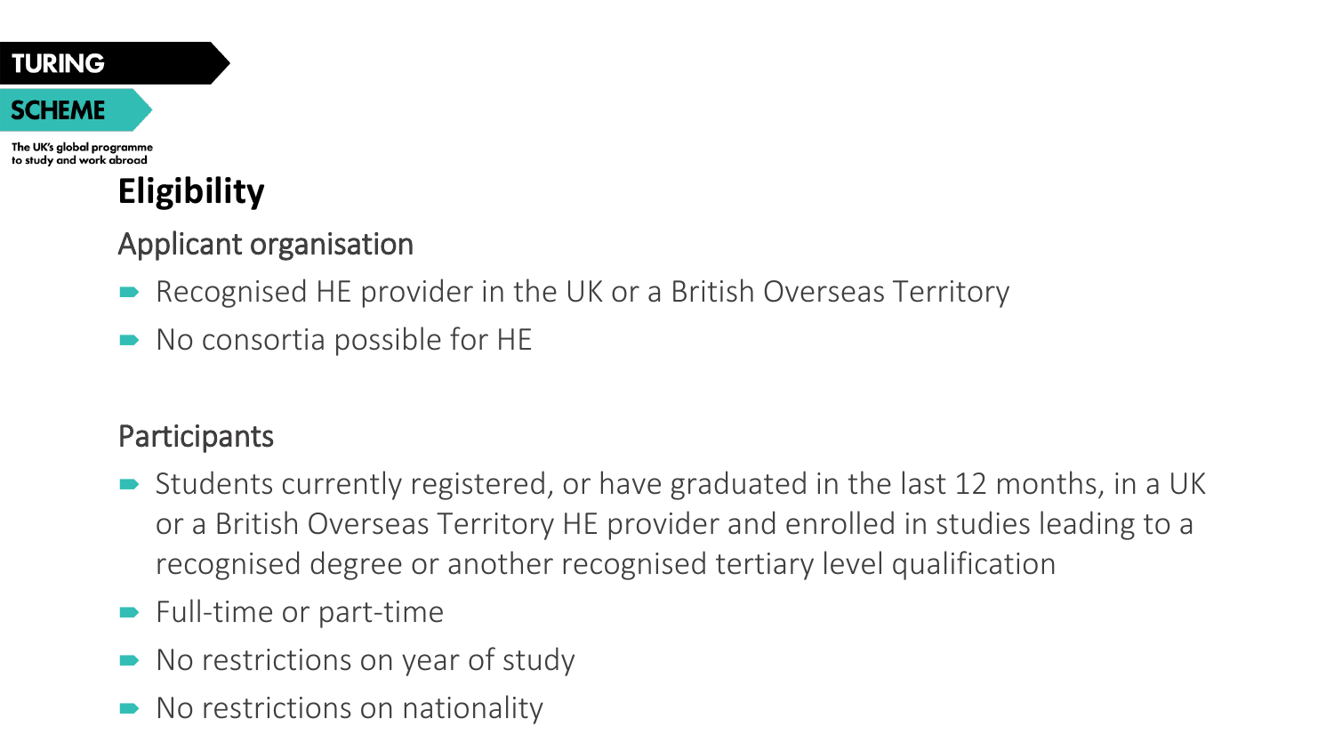# Eligibility

## Applicant organisation

- Recognised HE provider in the UK or a British Overseas Territory
- No consortia possible for HE

## Participants

- Students currently registered, or have graduated in the last 12 months, in a UK or a British Overseas Territory HE provider and enrolled in studies leading to a recognised degree or another recognised tertiary level qualification
- Full-time or part-time
- No restrictions on year of study
- No restrictions on nationality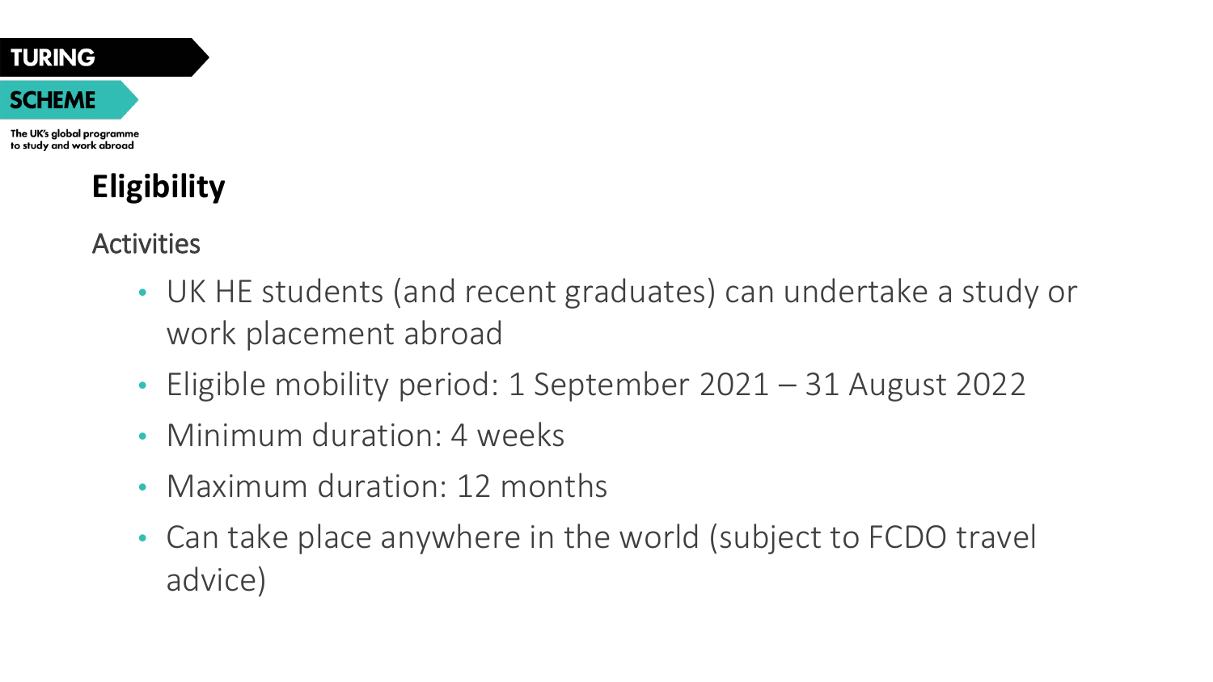TURING SCHEME

The UK's global programme to study and work abroad

# Eligibility

## Activities

- UK HE students (and recent graduates) can undertake a study or work placement abroad
- Eligible mobility period: 1 September 2021 – 31 August 2022
- Minimum duration: 4 weeks
- Maximum duration: 12 months
- Can take place anywhere in the world (subject to FCDO travel advice)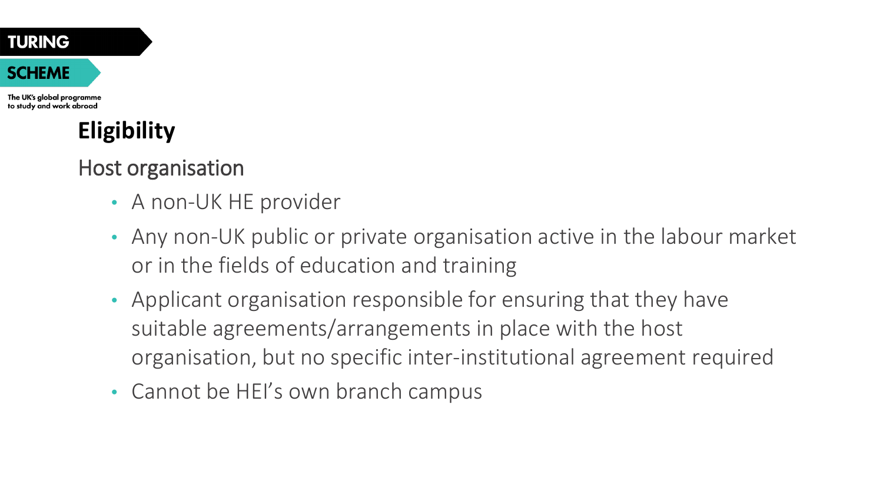# Eligibility

## Host organisation

- A non-UK HE provider
- Any non-UK public or private organisation active in the labour market or in the fields of education and training
- Applicant organisation responsible for ensuring that they have suitable agreements/arrangements in place with the host organisation, but no specific inter-institutional agreement required
- Cannot be HEI's own branch campus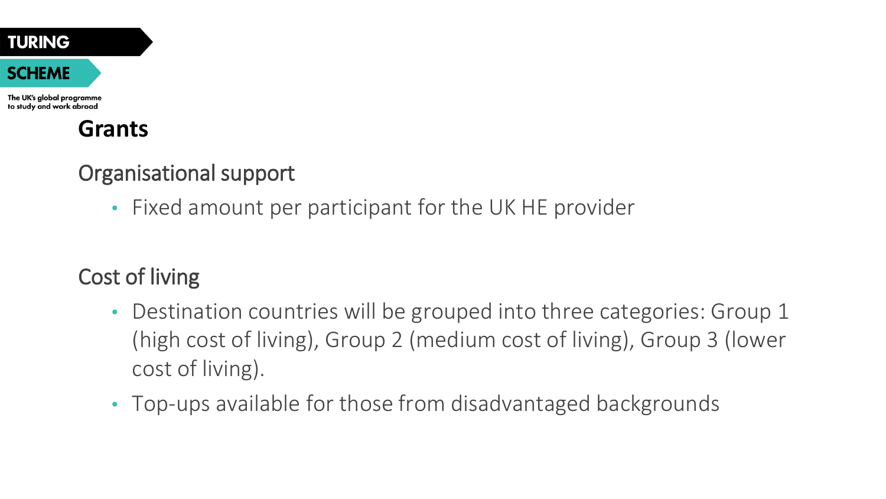## Grants

### Organisational support

- Fixed amount per participant for the UK HE provider

### Cost of living

- Destination countries will be grouped into three categories: Group 1 (high cost of living), Group 2 (medium cost of living), Group 3 (lower cost of living).
- Top-ups available for those from disadvantaged backgrounds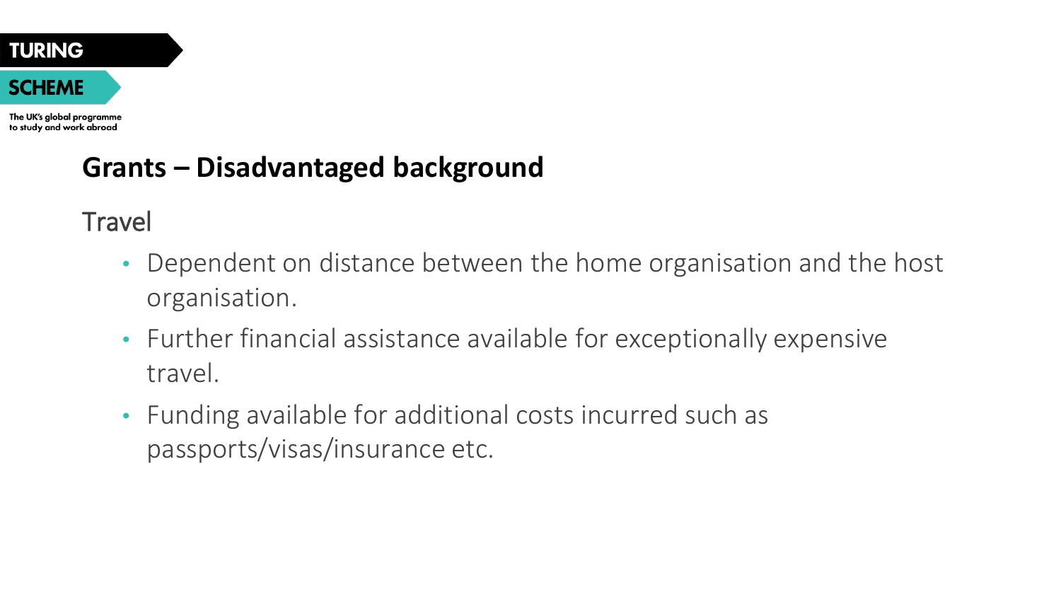## Grants – Disadvantaged background

### Travel

- Dependent on distance between the home organisation and the host organisation.
- Further financial assistance available for exceptionally expensive travel.
- Funding available for additional costs incurred such as passports/visas/insurance etc.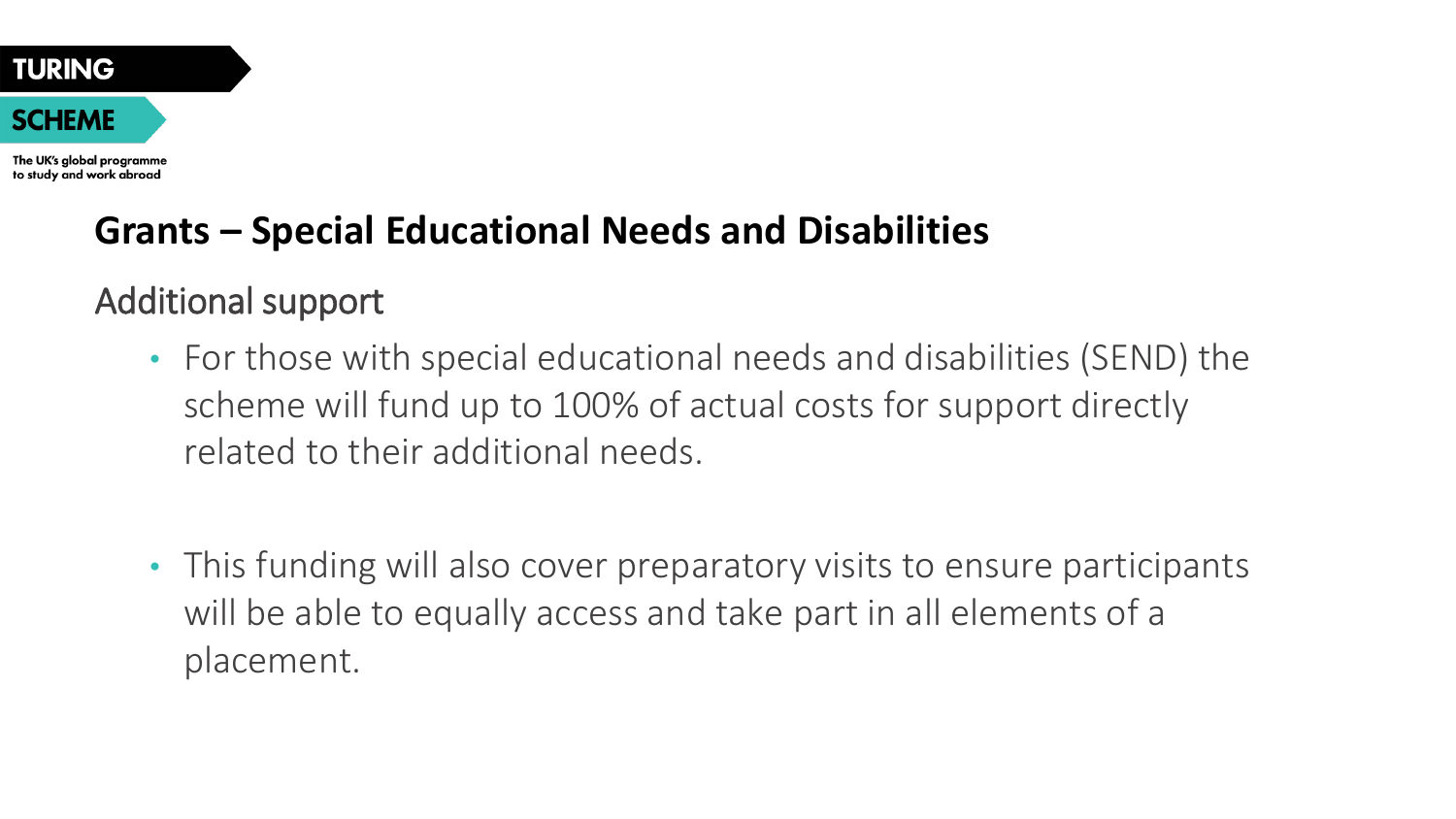## Grants – Special Educational Needs and Disabilities

### Additional support

- For those with special educational needs and disabilities (SEND) the scheme will fund up to 100% of actual costs for support directly related to their additional needs.

- This funding will also cover preparatory visits to ensure participants will be able to equally access and take part in all elements of a placement.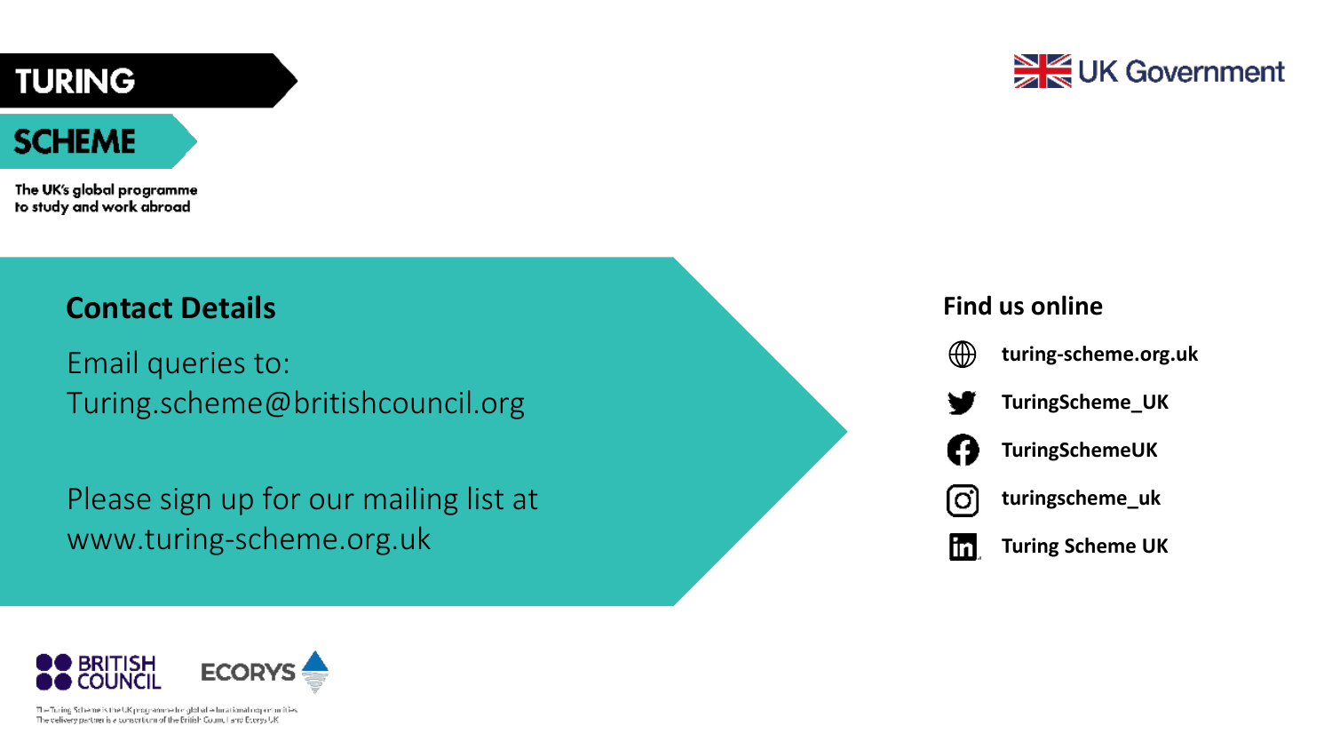TURING

SCHEME

The UK's global programme to study and work abroad

UK Government

## Contact Details

Email queries to:
Turing.scheme@britishcouncil.org

Please sign up for our mailing list at
www.turing-scheme.org.uk

## Find us online

- turing-scheme.org.uk
- TuringScheme_UK
- TuringSchemeUK
- turingscheme_uk
- Turing Scheme UK

BRITISH COUNCIL

ECORYS

The Turing Scheme is the UK programme for global educational opportunities. The delivery partner is a consortium of the British Council and Ecorys UK.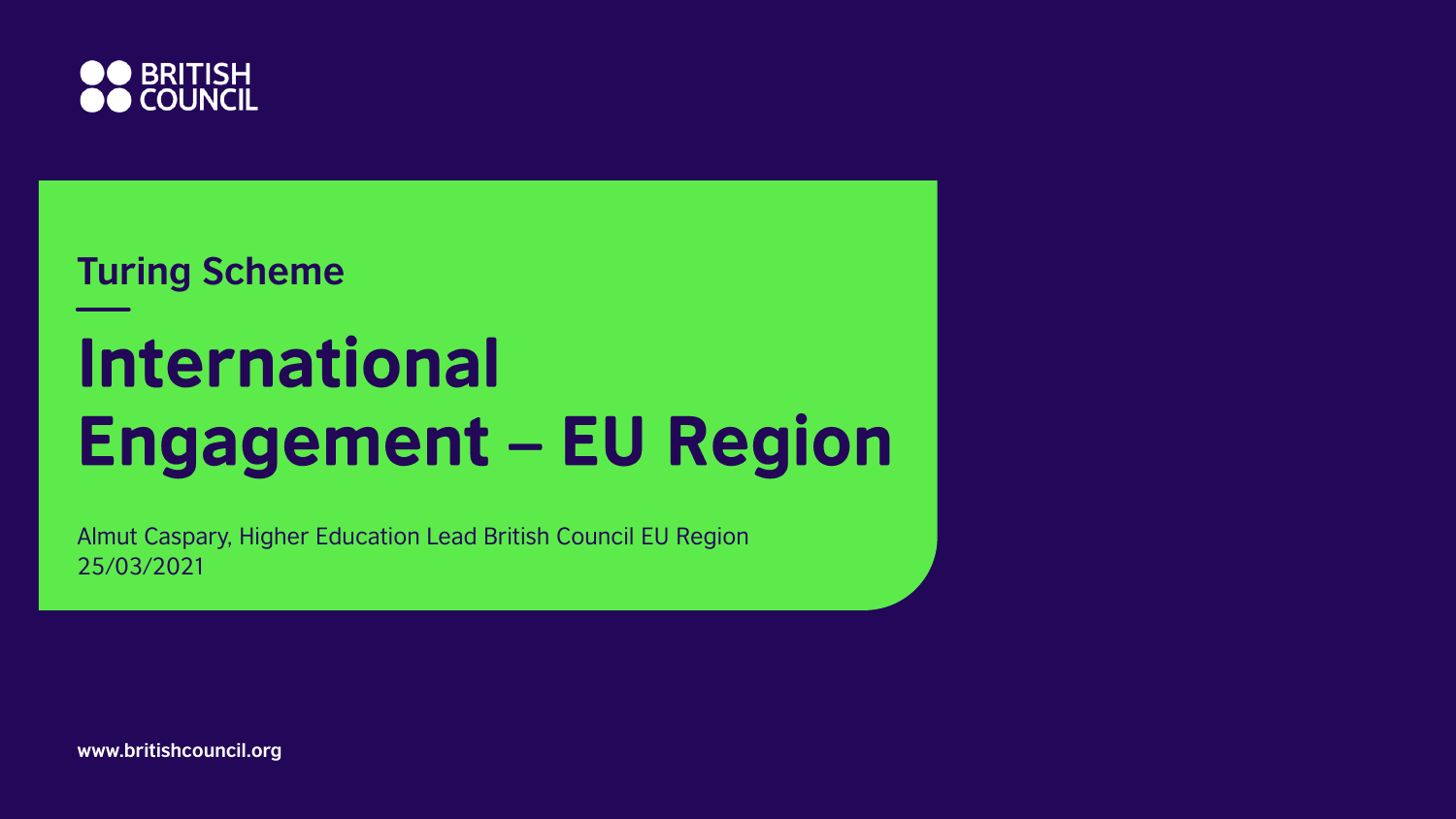BRITISH COUNCIL

Turing Scheme

# International Engagement – EU Region

Almut Caspary, Higher Education Lead British Council EU Region
25/03/2021

**www.britishcouncil.org**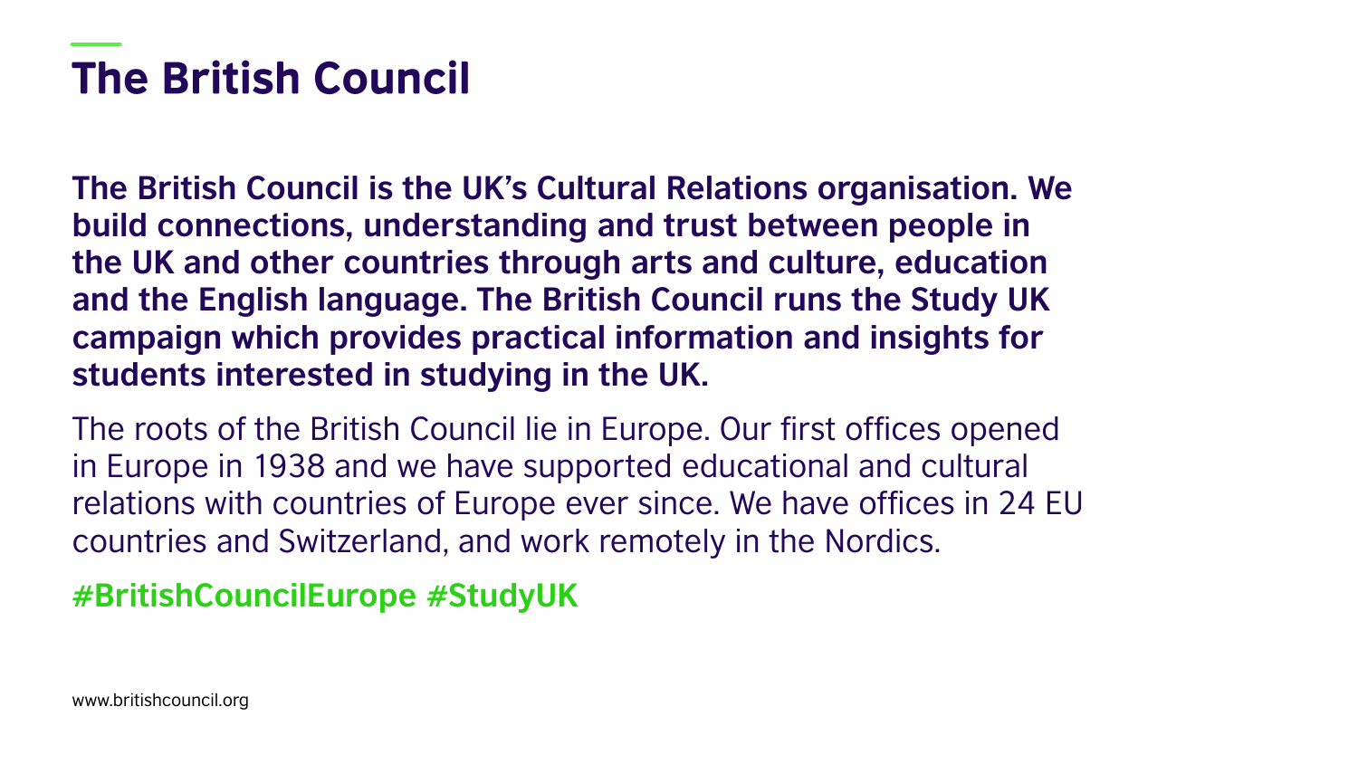# The British Council

**The British Council is the UK's Cultural Relations organisation. We build connections, understanding and trust between people in the UK and other countries through arts and culture, education and the English language. The British Council runs the Study UK campaign which provides practical information and insights for students interested in studying in the UK.**

The roots of the British Council lie in Europe. Our first offices opened in Europe in 1938 and we have supported educational and cultural relations with countries of Europe ever since. We have offices in 24 EU countries and Switzerland, and work remotely in the Nordics.

**#BritishCouncilEurope #StudyUK**

www.britishcouncil.org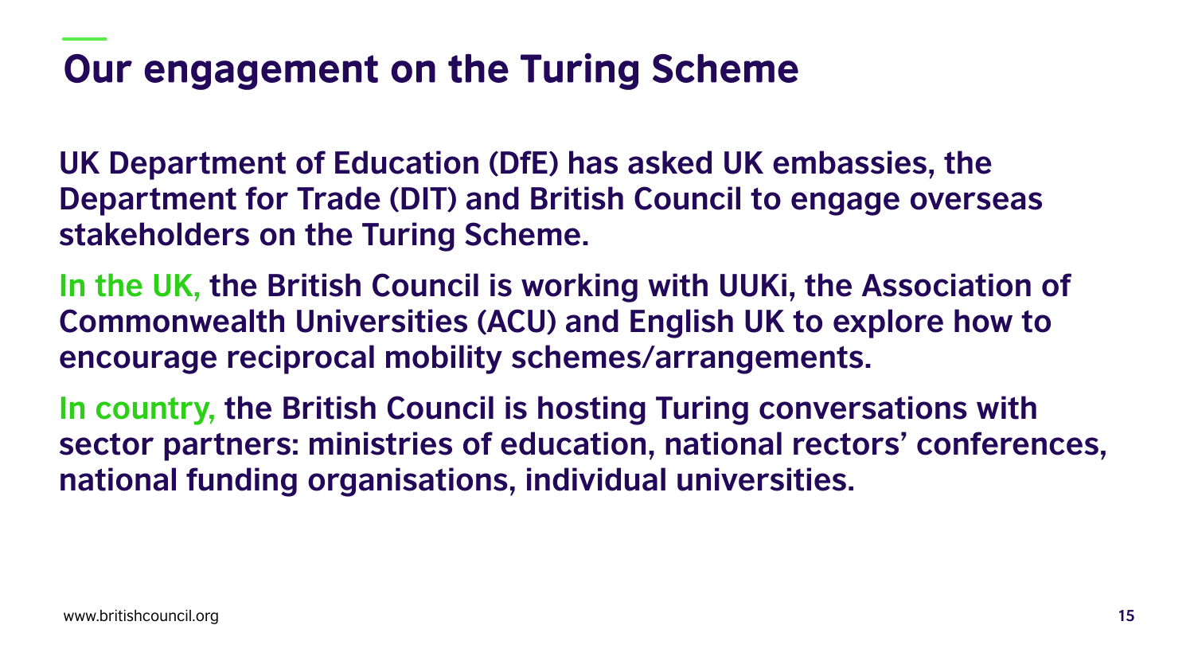# Our engagement on the Turing Scheme

**UK Department of Education (DfE) has asked UK embassies, the Department for Trade (DIT) and British Council to engage overseas stakeholders on the Turing Scheme.**

**In the UK, the British Council is working with UUKi, the Association of Commonwealth Universities (ACU) and English UK to explore how to encourage reciprocal mobility schemes/arrangements.**

**In country, the British Council is hosting Turing conversations with sector partners: ministries of education, national rectors' conferences, national funding organisations, individual universities.**

www.britishcouncil.org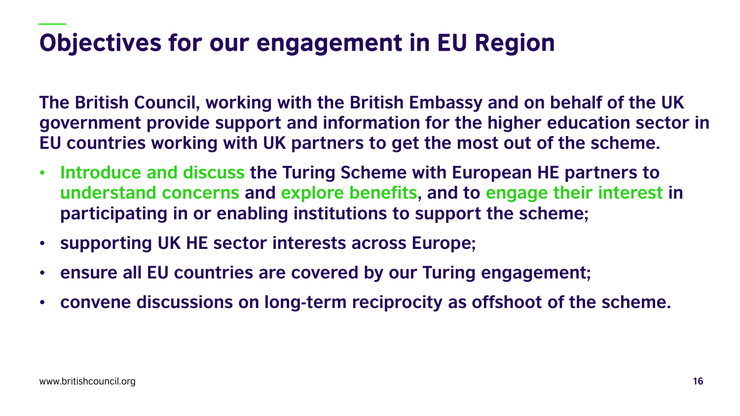# Objectives for our engagement in EU Region

**The British Council, working with the British Embassy and on behalf of the UK government provide support and information for the higher education sector in EU countries working with UK partners to get the most out of the scheme.**

- **Introduce and discuss the Turing Scheme with European HE partners to understand concerns and explore benefits, and to engage their interest in participating in or enabling institutions to support the scheme;**
- **supporting UK HE sector interests across Europe;**
- **ensure all EU countries are covered by our Turing engagement;**
- **convene discussions on long-term reciprocity as offshoot of the scheme.**

www.britishcouncil.org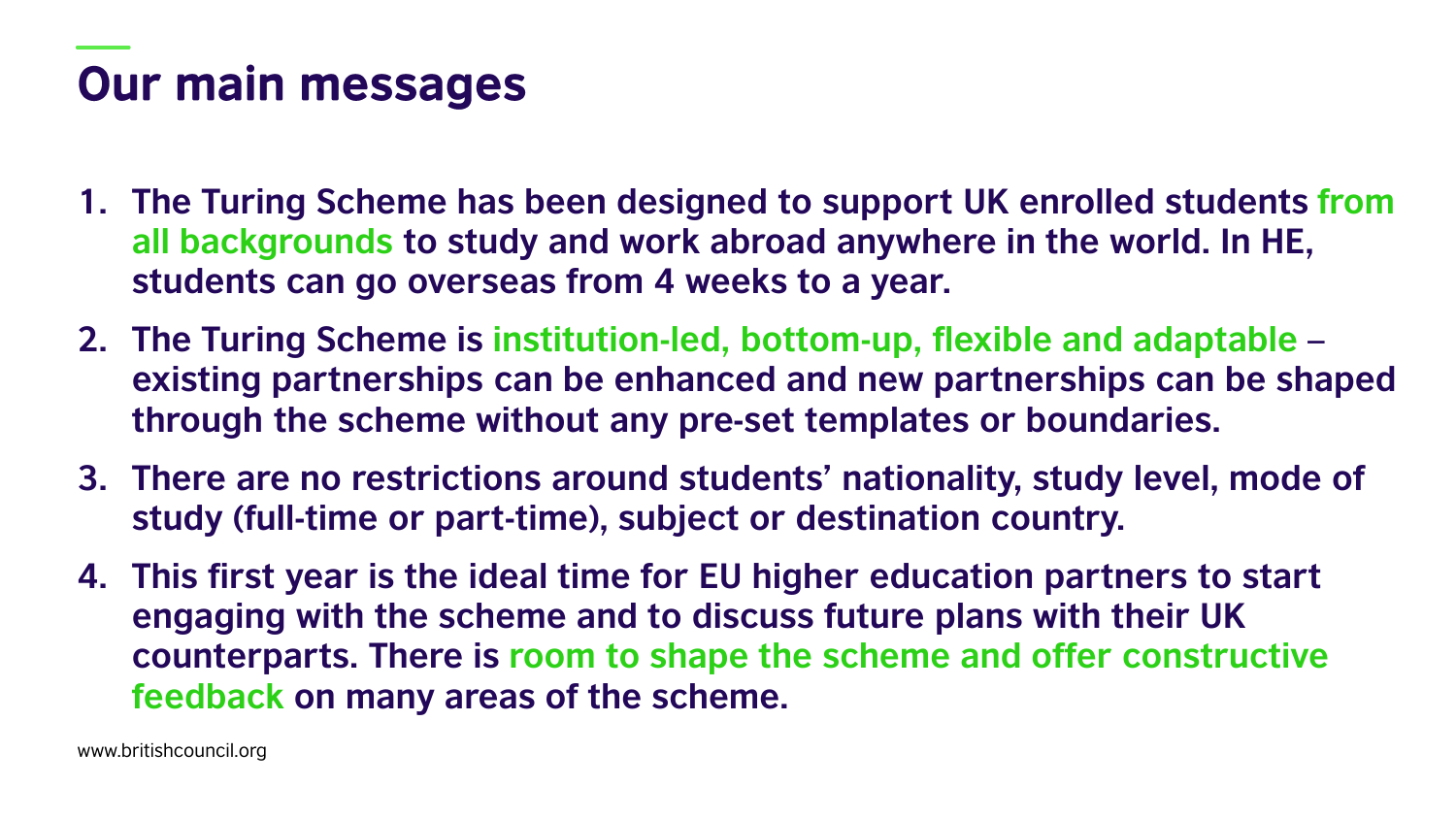# Our main messages

1. **The Turing Scheme has been designed to support UK enrolled students from all backgrounds to study and work abroad anywhere in the world. In HE, students can go overseas from 4 weeks to a year.**
2. **The Turing Scheme is institution-led, bottom-up, flexible and adaptable – existing partnerships can be enhanced and new partnerships can be shaped through the scheme without any pre-set templates or boundaries.**
3. **There are no restrictions around students' nationality, study level, mode of study (full-time or part-time), subject or destination country.**
4. **This first year is the ideal time for EU higher education partners to start engaging with the scheme and to discuss future plans with their UK counterparts. There is room to shape the scheme and offer constructive feedback on many areas of the scheme.**

www.britishcouncil.org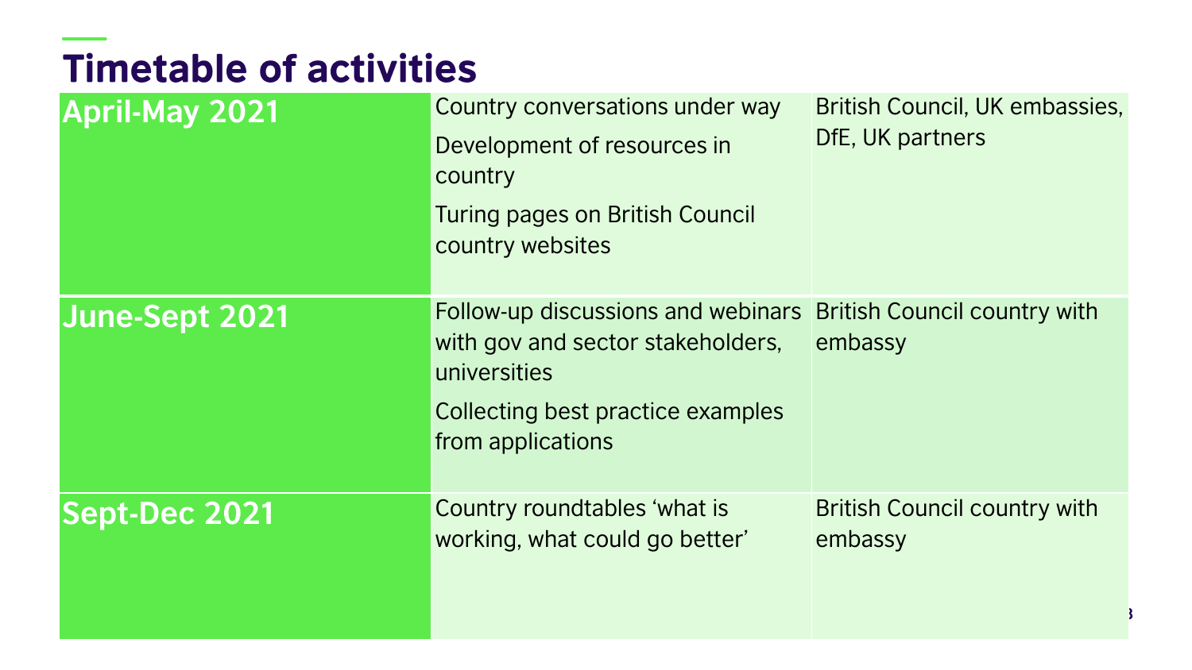# Timetable of activities

| | | |
|---|---|---|
| **April-May 2021** | Country conversations under way<br>Development of resources in country<br>Turing pages on British Council country websites | British Council, UK embassies, DfE, UK partners |
| **June-Sept 2021** | Follow-up discussions and webinars with gov and sector stakeholders, universities<br>Collecting best practice examples from applications | British Council country with embassy |
| **Sept-Dec 2021** | Country roundtables 'what is working, what could go better' | British Council country with embassy |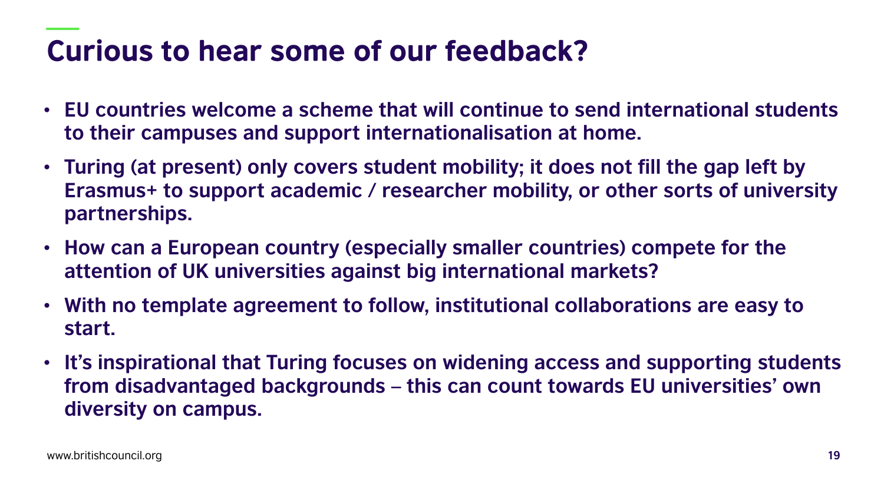# Curious to hear some of our feedback?

- **EU countries welcome a scheme that will continue to send international students to their campuses and support internationalisation at home.**
- **Turing (at present) only covers student mobility; it does not fill the gap left by Erasmus+ to support academic / researcher mobility, or other sorts of university partnerships.**
- **How can a European country (especially smaller countries) compete for the attention of UK universities against big international markets?**
- **With no template agreement to follow, institutional collaborations are easy to start.**
- **It's inspirational that Turing focuses on widening access and supporting students from disadvantaged backgrounds – this can count towards EU universities' own diversity on campus.**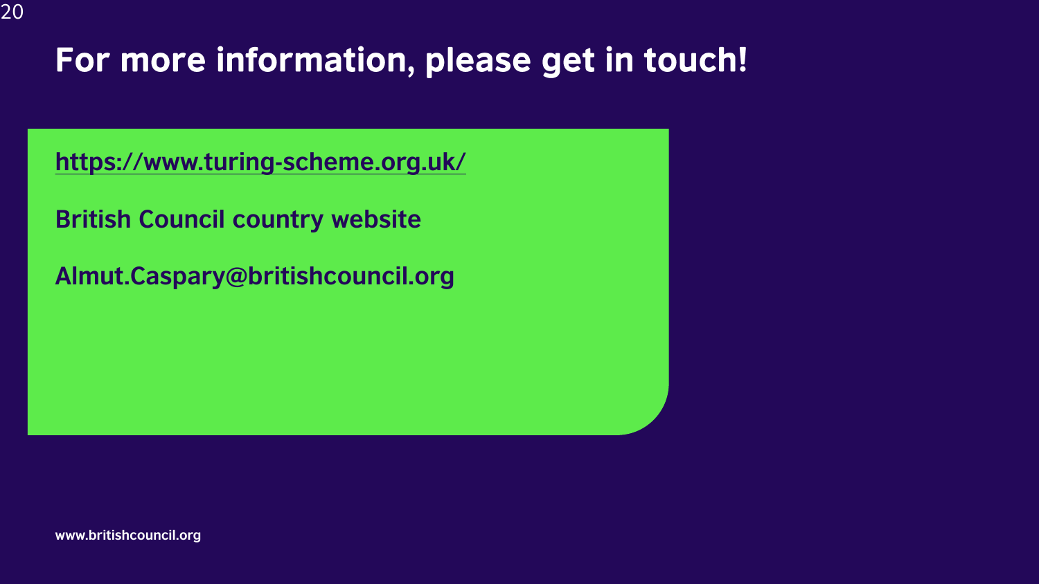# For more information, please get in touch!

https://www.turing-scheme.org.uk/

**British Council country website**

**Almut.Caspary@britishcouncil.org**

www.britishcouncil.org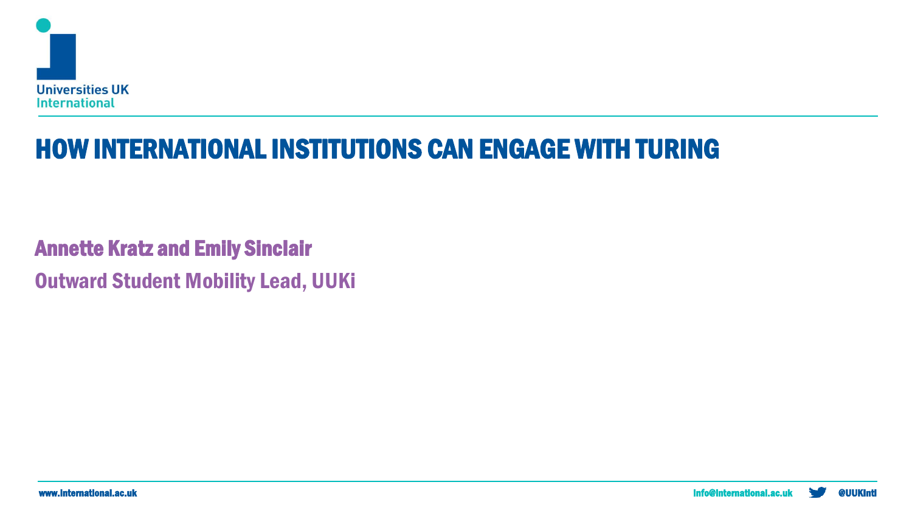Universities UK International

# HOW INTERNATIONAL INSTITUTIONS CAN ENGAGE WITH TURING

**Annette Kratz and Emily Sinclair**

**Outward Student Mobility Lead, UUKi**

www.international.ac.uk info@international.ac.uk @UUKIntl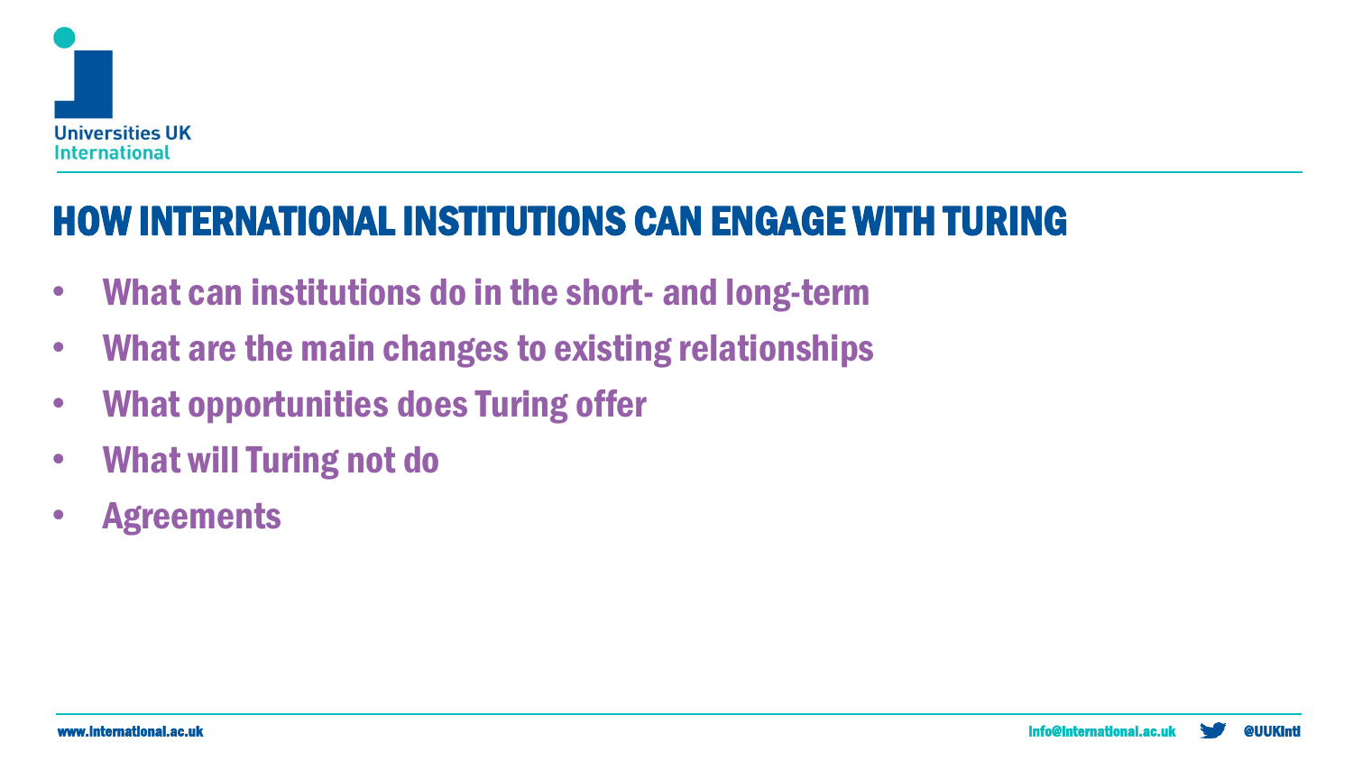# HOW INTERNATIONAL INSTITUTIONS CAN ENGAGE WITH TURING

- What can institutions do in the short- and long-term
- What are the main changes to existing relationships
- What opportunities does Turing offer
- What will Turing not do
- Agreements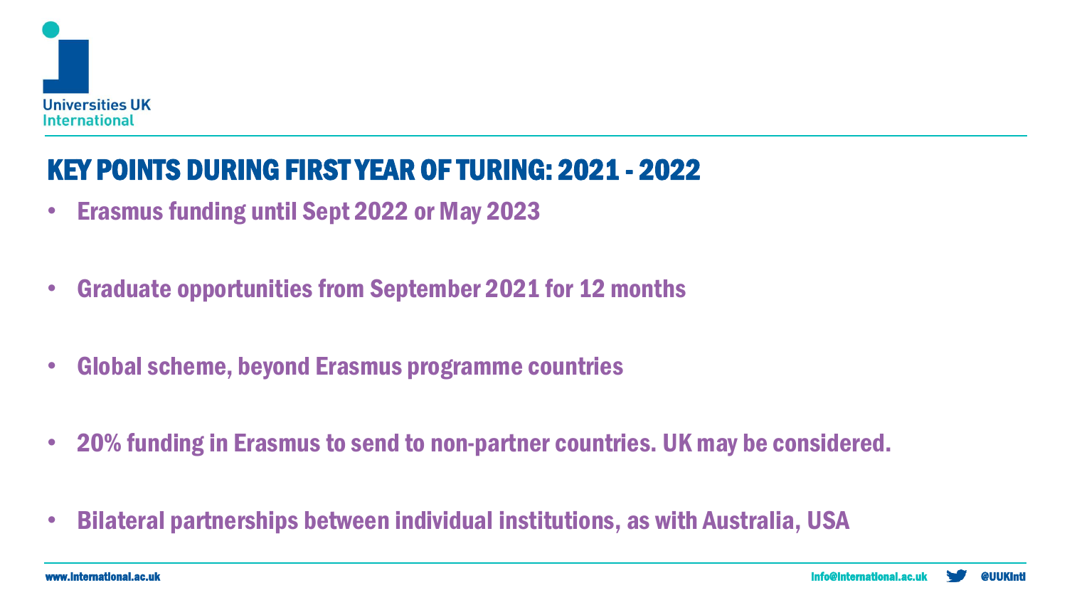## KEY POINTS DURING FIRST YEAR OF TURING: 2021 - 2022

- Erasmus funding until Sept 2022 or May 2023
- Graduate opportunities from September 2021 for 12 months
- Global scheme, beyond Erasmus programme countries
- 20% funding in Erasmus to send to non-partner countries. UK may be considered.
- Bilateral partnerships between individual institutions, as with Australia, USA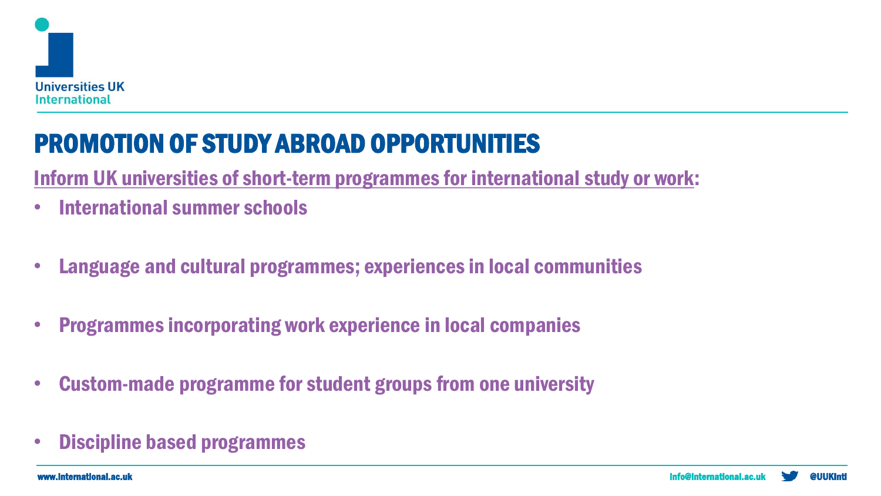# PROMOTION OF STUDY ABROAD OPPORTUNITIES

Inform UK universities of short-term programmes for international study or work:

- International summer schools
- Language and cultural programmes; experiences in local communities
- Programmes incorporating work experience in local companies
- Custom-made programme for student groups from one university
- Discipline based programmes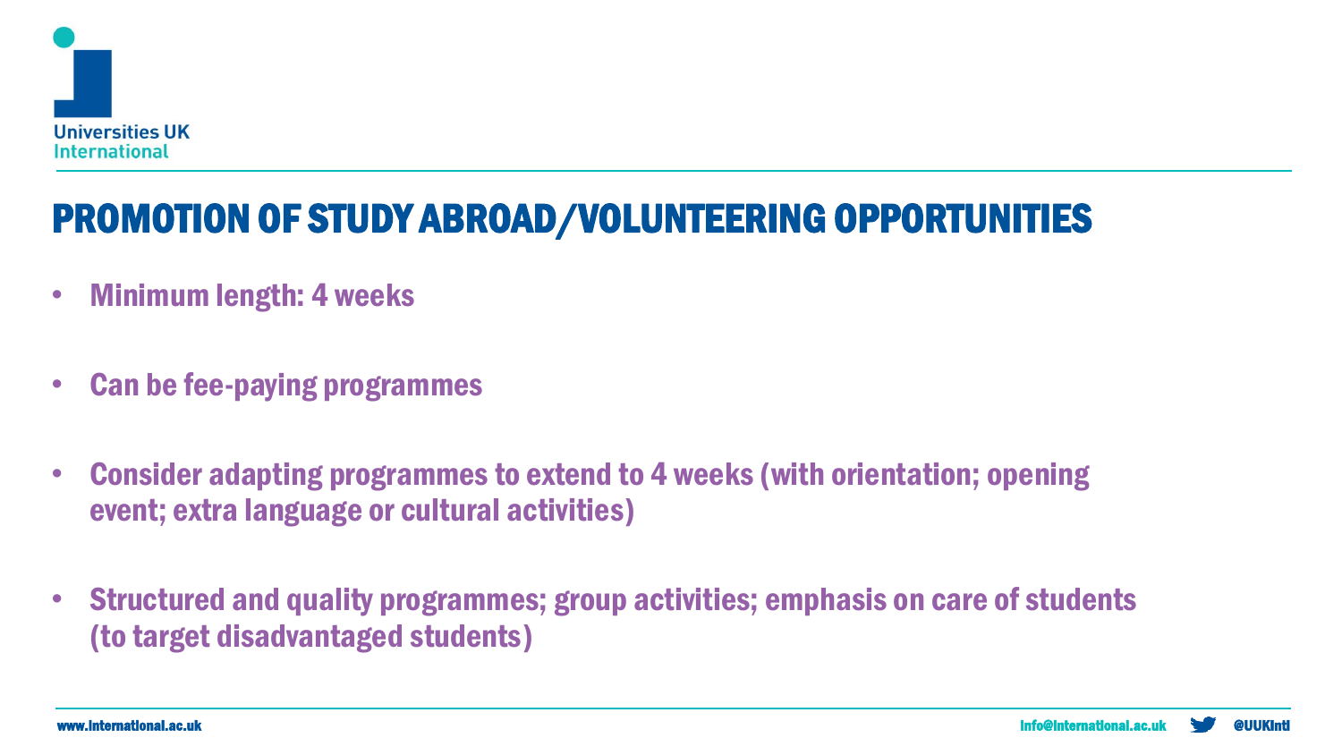## PROMOTION OF STUDY ABROAD/VOLUNTEERING OPPORTUNITIES

- **Minimum length: 4 weeks**
- **Can be fee-paying programmes**
- **Consider adapting programmes to extend to 4 weeks (with orientation; opening event; extra language or cultural activities)**
- **Structured and quality programmes; group activities; emphasis on care of students (to target disadvantaged students)**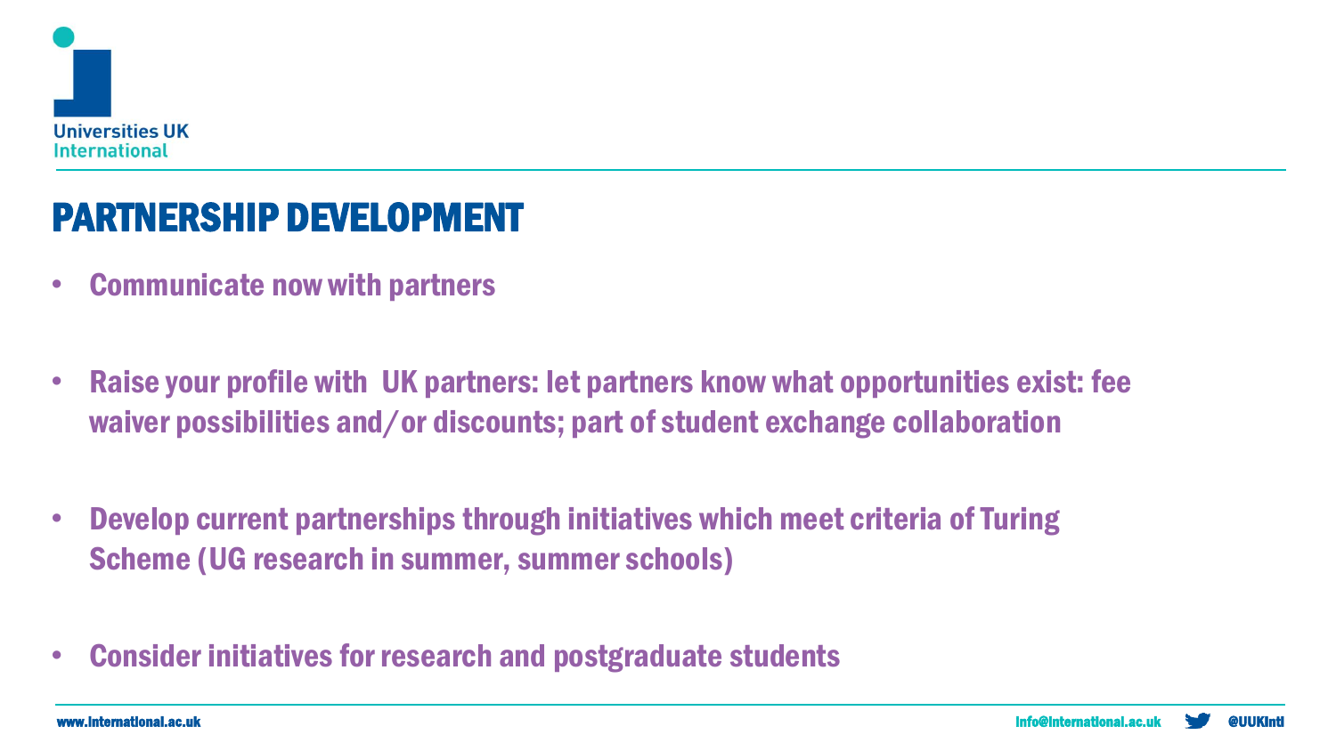## PARTNERSHIP DEVELOPMENT

- **Communicate now with partners**
- **Raise your profile with UK partners: let partners know what opportunities exist: fee waiver possibilities and/or discounts; part of student exchange collaboration**
- **Develop current partnerships through initiatives which meet criteria of Turing Scheme (UG research in summer, summer schools)**
- **Consider initiatives for research and postgraduate students**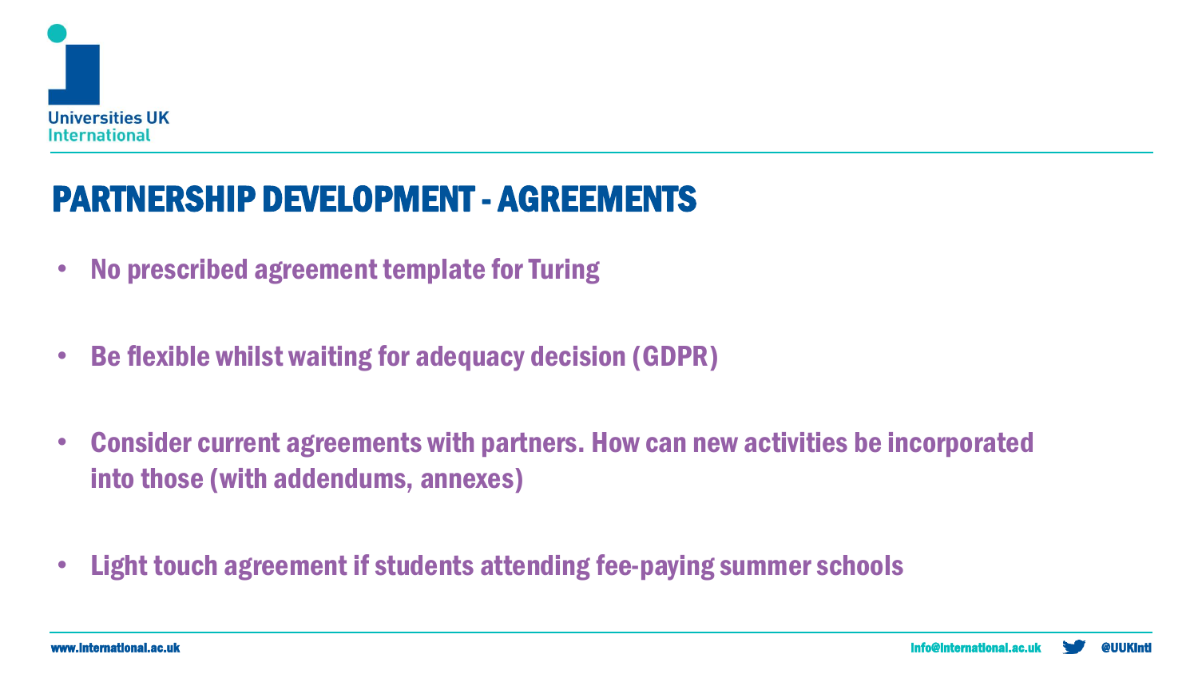# PARTNERSHIP DEVELOPMENT - AGREEMENTS

- No prescribed agreement template for Turing
- Be flexible whilst waiting for adequacy decision (GDPR)
- Consider current agreements with partners. How can new activities be incorporated into those (with addendums, annexes)
- Light touch agreement if students attending fee-paying summer schools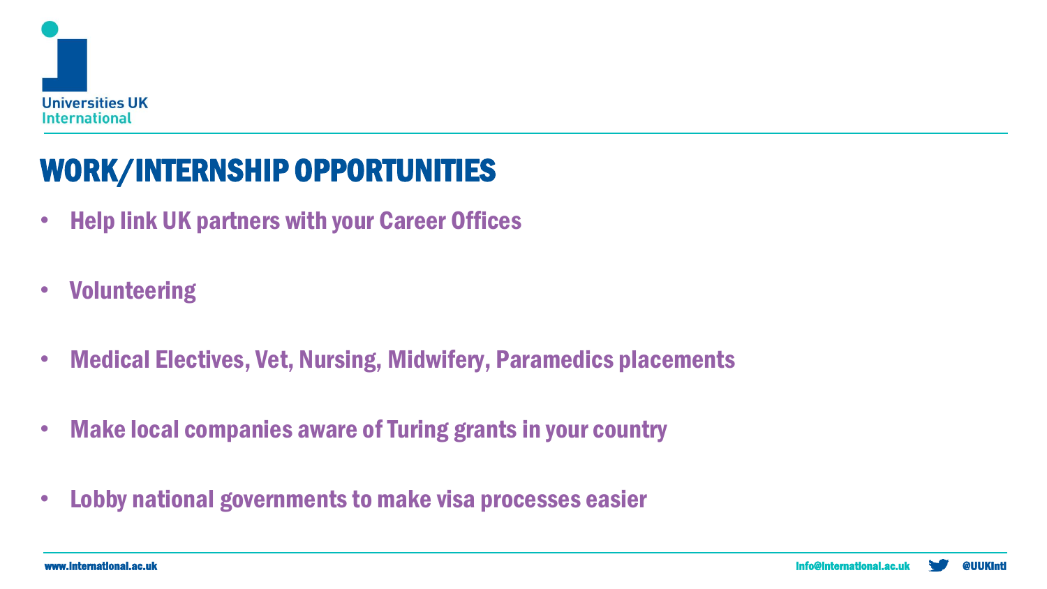# WORK/INTERNSHIP OPPORTUNITIES

- Help link UK partners with your Career Offices
- Volunteering
- Medical Electives, Vet, Nursing, Midwifery, Paramedics placements
- Make local companies aware of Turing grants in your country
- Lobby national governments to make visa processes easier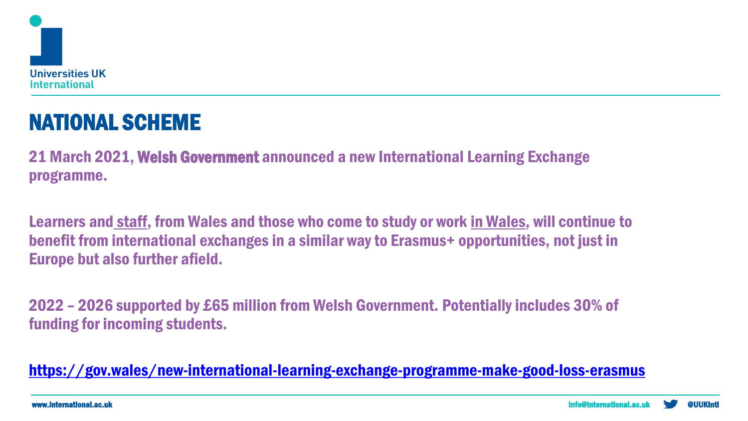# NATIONAL SCHEME

**21 March 2021, Welsh Government announced a new International Learning Exchange programme.**

**Learners and staff, from Wales and those who come to study or work in Wales, will continue to benefit from international exchanges in a similar way to Erasmus+ opportunities, not just in Europe but also further afield.**

**2022 – 2026 supported by £65 million from Welsh Government. Potentially includes 30% of funding for incoming students.**

**https://gov.wales/new-international-learning-exchange-programme-make-good-loss-erasmus**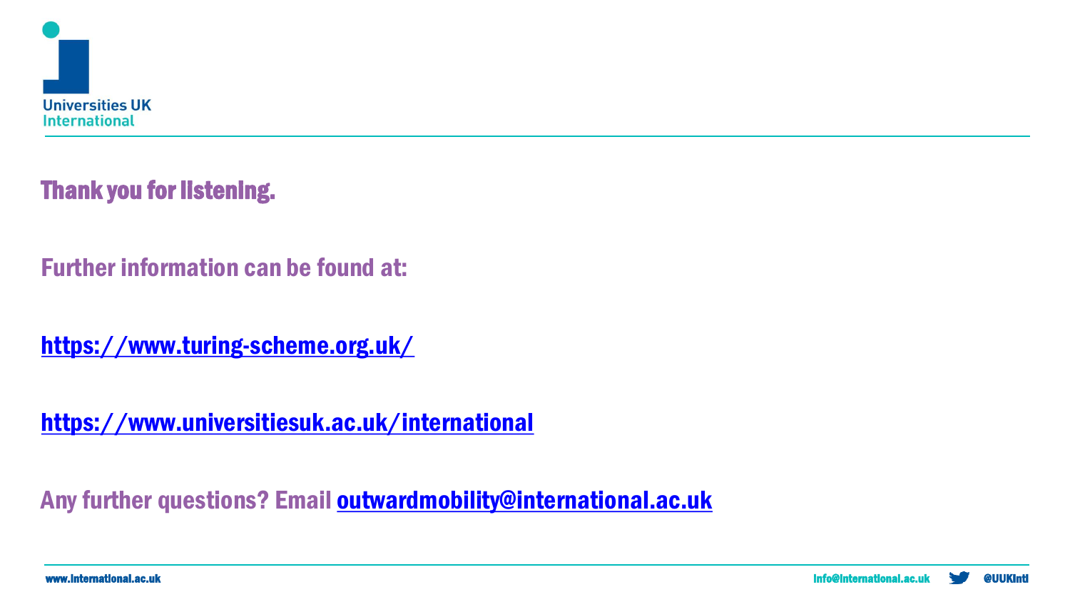Thank you for listening.

Further information can be found at:

https://www.turing-scheme.org.uk/

https://www.universitiesuk.ac.uk/international

Any further questions? Email outwardmobility@international.ac.uk